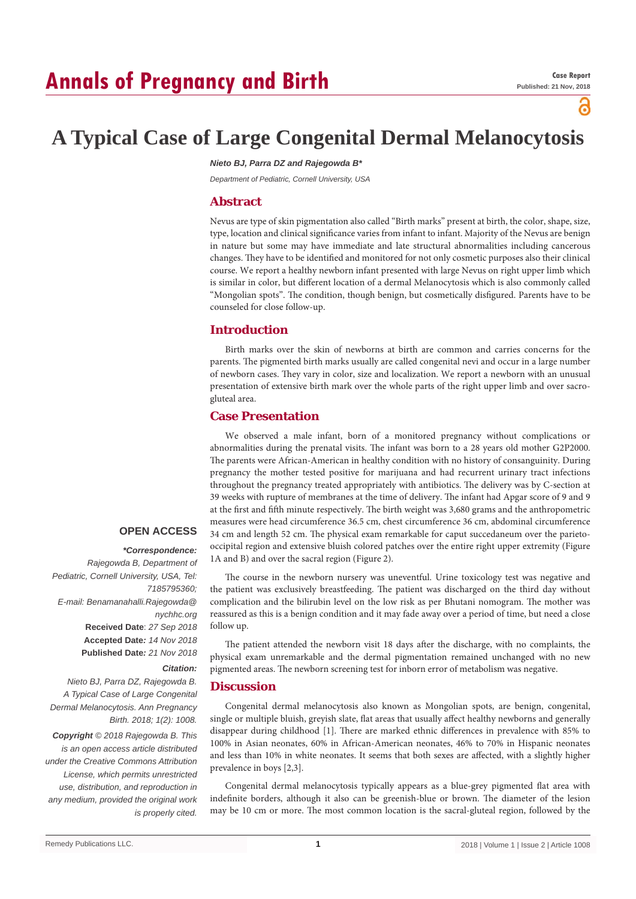# A Typical Case of Large Congenital Dermal Melanocytosis

***Nieto BJ, Parra DZ and Rajegowda B****

*Department of Pediatric, Cornell University, USA*

## Abstract

Nevus are type of skin pigmentation also called "Birth marks" present at birth, the color, shape, size, type, location and clinical significance varies from infant to infant. Majority of the Nevus are benign in nature but some may have immediate and late structural abnormalities including cancerous changes. They have to be identified and monitored for not only cosmetic purposes also their clinical course. We report a healthy newborn infant presented with large Nevus on right upper limb which is similar in color, but different location of a dermal Melanocytosis which is also commonly called "Mongolian spots". The condition, though benign, but cosmetically disfigured. Parents have to be counseled for close follow-up.

## Introduction

Birth marks over the skin of newborns at birth are common and carries concerns for the parents. The pigmented birth marks usually are called congenital nevi and occur in a large number of newborn cases. They vary in color, size and localization. We report a newborn with an unusual presentation of extensive birth mark over the whole parts of the right upper limb and over sacro-gluteal area.

## Case Presentation

We observed a male infant, born of a monitored pregnancy without complications or abnormalities during the prenatal visits. The infant was born to a 28 years old mother G2P2000. The parents were African-American in healthy condition with no history of consanguinity. During pregnancy the mother tested positive for marijuana and had recurrent urinary tract infections throughout the pregnancy treated appropriately with antibiotics. The delivery was by C-section at 39 weeks with rupture of membranes at the time of delivery. The infant had Apgar score of 9 and 9 at the first and fifth minute respectively. The birth weight was 3,680 grams and the anthropometric measures were head circumference 36.5 cm, chest circumference 36 cm, abdominal circumference 34 cm and length 52 cm. The physical exam remarkable for caput succedaneum over the parieto-occipital region and extensive bluish colored patches over the entire right upper extremity (Figure 1A and B) and over the sacral region (Figure 2).

The course in the newborn nursery was uneventful. Urine toxicology test was negative and the patient was exclusively breastfeeding. The patient was discharged on the third day without complication and the bilirubin level on the low risk as per Bhutani nomogram. The mother was reassured as this is a benign condition and it may fade away over a period of time, but need a close follow up.

The patient attended the newborn visit 18 days after the discharge, with no complaints, the physical exam unremarkable and the dermal pigmentation remained unchanged with no new pigmented areas. The newborn screening test for inborn error of metabolism was negative.

## Discussion

Congenital dermal melanocytosis also known as Mongolian spots, are benign, congenital, single or multiple bluish, greyish slate, flat areas that usually affect healthy newborns and generally disappear during childhood [1]. There are marked ethnic differences in prevalence with 85% to 100% in Asian neonates, 60% in African-American neonates, 46% to 70% in Hispanic neonates and less than 10% in white neonates. It seems that both sexes are affected, with a slightly higher prevalence in boys [2,3].

Congenital dermal melanocytosis typically appears as a blue-grey pigmented flat area with indefinite borders, although it also can be greenish-blue or brown. The diameter of the lesion may be 10 cm or more. The most common location is the sacral-gluteal region, followed by the

**OPEN ACCESS**

***Correspondence:***

*Rajegowda B, Department of Pediatric, Cornell University, USA, Tel: 7185795360;*

*E-mail: Benamanahalli.Rajegowda@nychhc.org*

**Received Date**: *27 Sep 2018*

**Accepted Date:** *14 Nov 2018*

**Published Date:** *21 Nov 2018*

***Citation:***

*Nieto BJ, Parra DZ, Rajegowda B. A Typical Case of Large Congenital Dermal Melanocytosis. Ann Pregnancy Birth. 2018; 1(2): 1008.*

***Copyright** © 2018 Rajegowda B. This is an open access article distributed under the Creative Commons Attribution License, which permits unrestricted use, distribution, and reproduction in any medium, provided the original work is properly cited.*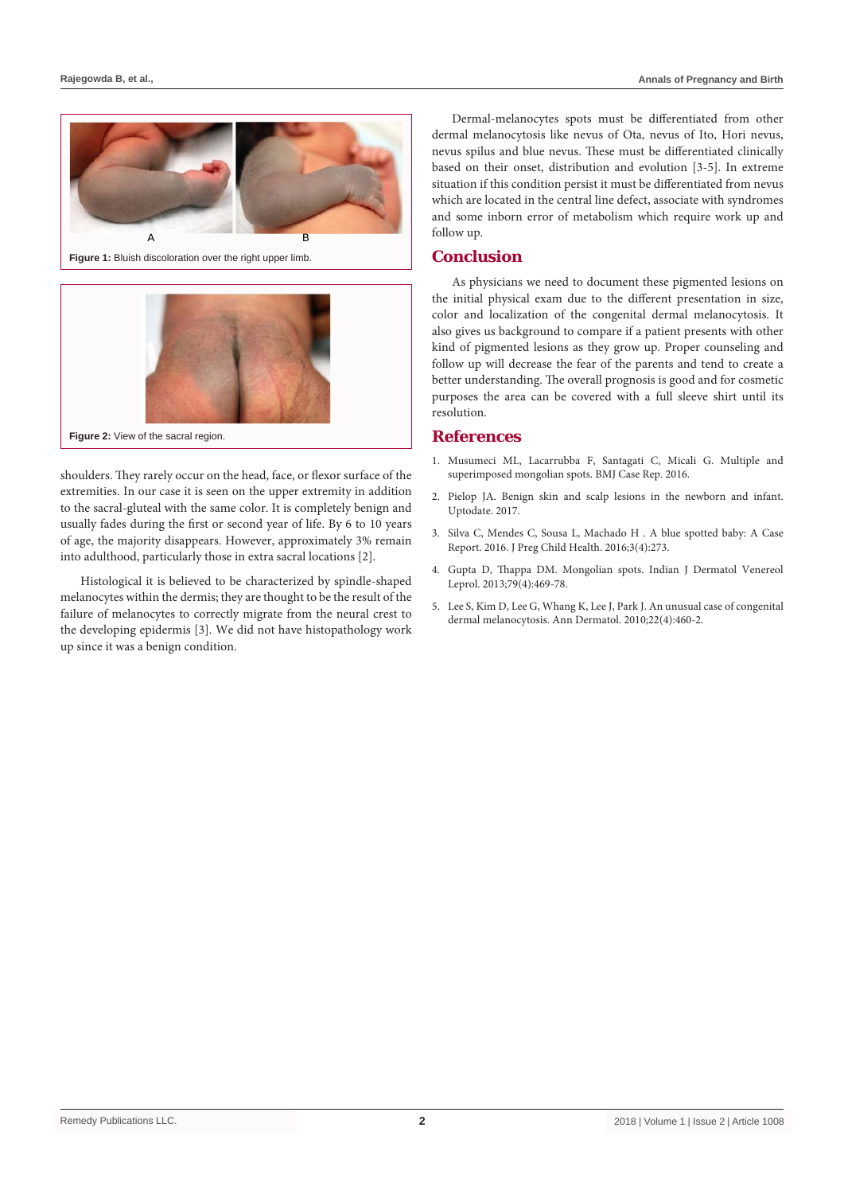A B

Figure 1: Bluish discoloration over the right upper limb.

Figure 2: View of the sacral region.

shoulders. They rarely occur on the head, face, or flexor surface of the extremities. In our case it is seen on the upper extremity in addition to the sacral-gluteal with the same color. It is completely benign and usually fades during the first or second year of life. By 6 to 10 years of age, the majority disappears. However, approximately 3% remain into adulthood, particularly those in extra sacral locations [2].

Histological it is believed to be characterized by spindle-shaped melanocytes within the dermis; they are thought to be the result of the failure of melanocytes to correctly migrate from the neural crest to the developing epidermis [3]. We did not have histopathology work up since it was a benign condition.

Dermal-melanocytes spots must be differentiated from other dermal melanocytosis like nevus of Ota, nevus of Ito, Hori nevus, nevus spilus and blue nevus. These must be differentiated clinically based on their onset, distribution and evolution [3-5]. In extreme situation if this condition persist it must be differentiated from nevus which are located in the central line defect, associate with syndromes and some inborn error of metabolism which require work up and follow up.

## Conclusion

As physicians we need to document these pigmented lesions on the initial physical exam due to the different presentation in size, color and localization of the congenital dermal melanocytosis. It also gives us background to compare if a patient presents with other kind of pigmented lesions as they grow up. Proper counseling and follow up will decrease the fear of the parents and tend to create a better understanding. The overall prognosis is good and for cosmetic purposes the area can be covered with a full sleeve shirt until its resolution.

## References

1. Musumeci ML, Lacarrubba F, Santagati C, Micali G. Multiple and superimposed mongolian spots. BMJ Case Rep. 2016.
2. Pielop JA. Benign skin and scalp lesions in the newborn and infant. Uptodate. 2017.
3. Silva C, Mendes C, Sousa L, Machado H . A blue spotted baby: A Case Report. 2016. J Preg Child Health. 2016;3(4):273.
4. Gupta D, Thappa DM. Mongolian spots. Indian J Dermatol Venereol Leprol. 2013;79(4):469-78.
5. Lee S, Kim D, Lee G, Whang K, Lee J, Park J. An unusual case of congenital dermal melanocytosis. Ann Dermatol. 2010;22(4):460-2.